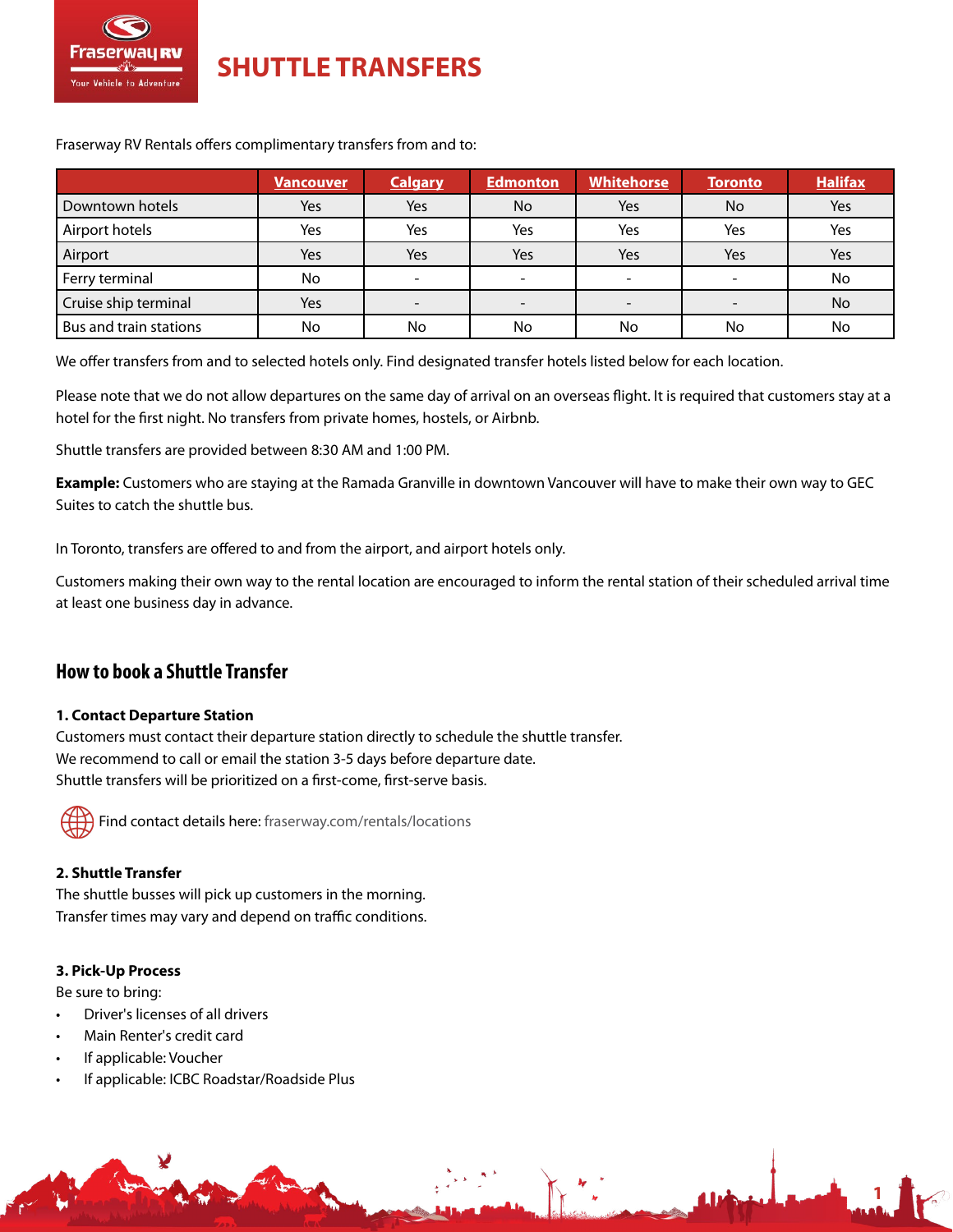# SHUTTLE TRANSFERS

Fraserway RV Rentals offers complimentary transfers from and to:

| | Vancouver | Calgary | Edmonton | Whitehorse | Toronto | Halifax |
|---|---|---|---|---|---|---|
| Downtown hotels | Yes | Yes | No | Yes | No | Yes |
| Airport hotels | Yes | Yes | Yes | Yes | Yes | Yes |
| Airport | Yes | Yes | Yes | Yes | Yes | Yes |
| Ferry terminal | No | - | - | - | - | No |
| Cruise ship terminal | Yes | - | - | - | - | No |
| Bus and train stations | No | No | No | No | No | No |

We offer transfers from and to selected hotels only. Find designated transfer hotels listed below for each location.

Please note that we do not allow departures on the same day of arrival on an overseas flight. It is required that customers stay at a hotel for the first night. No transfers from private homes, hostels, or Airbnb.

Shuttle transfers are provided between 8:30 AM and 1:00 PM.

**Example:** Customers who are staying at the Ramada Granville in downtown Vancouver will have to make their own way to GEC Suites to catch the shuttle bus.

In Toronto, transfers are offered to and from the airport, and airport hotels only.

Customers making their own way to the rental location are encouraged to inform the rental station of their scheduled arrival time at least one business day in advance.

## How to book a Shuttle Transfer

**1. Contact Departure Station**

Customers must contact their departure station directly to schedule the shuttle transfer.
We recommend to call or email the station 3-5 days before departure date.
Shuttle transfers will be prioritized on a first-come, first-serve basis.

Find contact details here: fraserway.com/rentals/locations

**2. Shuttle Transfer**

The shuttle busses will pick up customers in the morning.
Transfer times may vary and depend on traffic conditions.

**3. Pick-Up Process**

Be sure to bring:

- Driver's licenses of all drivers
- Main Renter's credit card
- If applicable: Voucher
- If applicable: ICBC Roadstar/Roadside Plus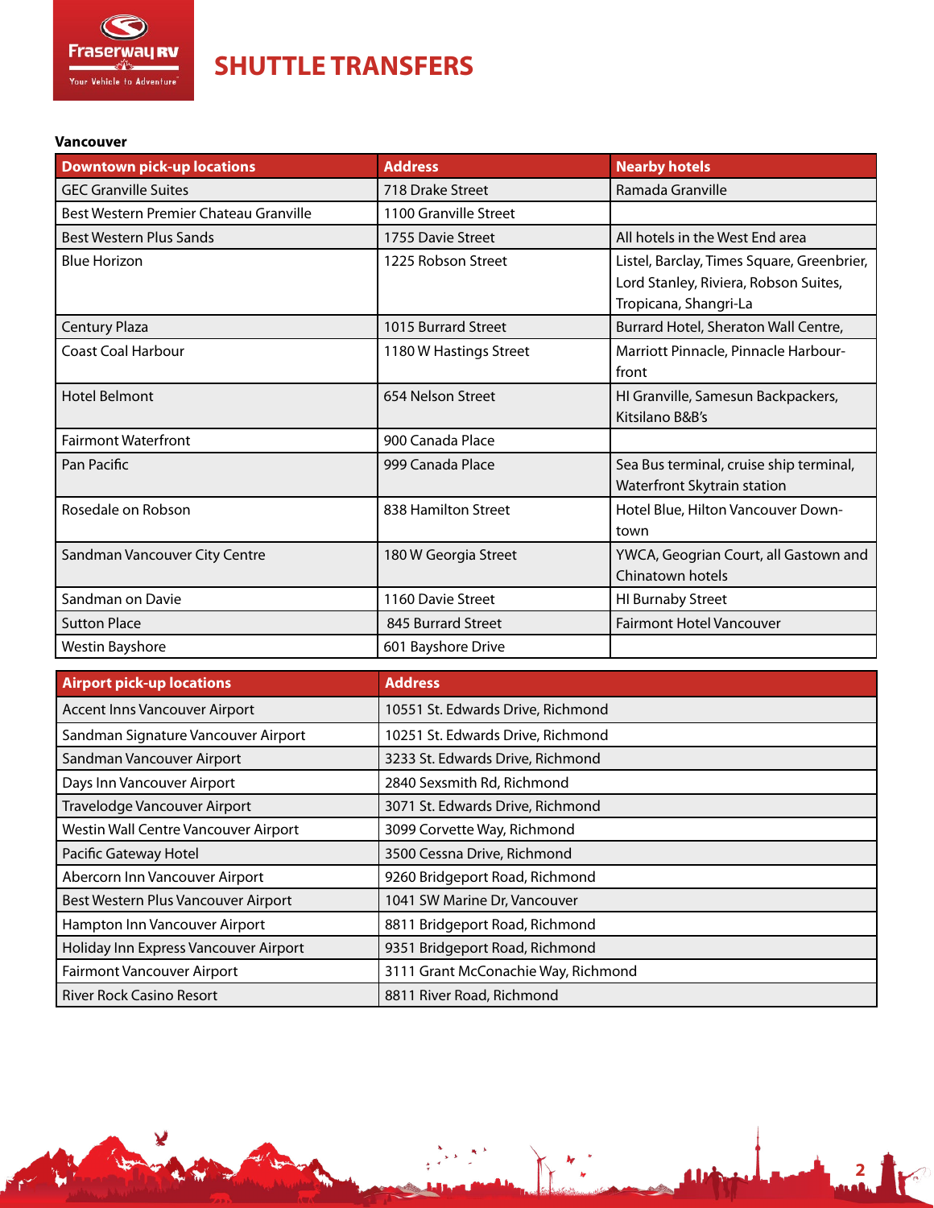# SHUTTLE TRANSFERS

**Vancouver**

| Downtown pick-up locations | Address | Nearby hotels |
|---|---|---|
| GEC Granville Suites | 718 Drake Street | Ramada Granville |
| Best Western Premier Chateau Granville | 1100 Granville Street | |
| Best Western Plus Sands | 1755 Davie Street | All hotels in the West End area |
| Blue Horizon | 1225 Robson Street | Listel, Barclay, Times Square, Greenbrier, Lord Stanley, Riviera, Robson Suites, Tropicana, Shangri-La |
| Century Plaza | 1015 Burrard Street | Burrard Hotel, Sheraton Wall Centre, |
| Coast Coal Harbour | 1180 W Hastings Street | Marriott Pinnacle, Pinnacle Harbour-front |
| Hotel Belmont | 654 Nelson Street | HI Granville, Samesun Backpackers, Kitsilano B&B's |
| Fairmont Waterfront | 900 Canada Place | |
| Pan Pacific | 999 Canada Place | Sea Bus terminal, cruise ship terminal, Waterfront Skytrain station |
| Rosedale on Robson | 838 Hamilton Street | Hotel Blue, Hilton Vancouver Down-town |
| Sandman Vancouver City Centre | 180 W Georgia Street | YWCA, Geogrian Court, all Gastown and Chinatown hotels |
| Sandman on Davie | 1160 Davie Street | HI Burnaby Street |
| Sutton Place | 845 Burrard Street | Fairmont Hotel Vancouver |
| Westin Bayshore | 601 Bayshore Drive | |

| Airport pick-up locations | Address |
|---|---|
| Accent Inns Vancouver Airport | 10551 St. Edwards Drive, Richmond |
| Sandman Signature Vancouver Airport | 10251 St. Edwards Drive, Richmond |
| Sandman Vancouver Airport | 3233 St. Edwards Drive, Richmond |
| Days Inn Vancouver Airport | 2840 Sexsmith Rd, Richmond |
| Travelodge Vancouver Airport | 3071 St. Edwards Drive, Richmond |
| Westin Wall Centre Vancouver Airport | 3099 Corvette Way, Richmond |
| Pacific Gateway Hotel | 3500 Cessna Drive, Richmond |
| Abercorn Inn Vancouver Airport | 9260 Bridgeport Road, Richmond |
| Best Western Plus Vancouver Airport | 1041 SW Marine Dr, Vancouver |
| Hampton Inn Vancouver Airport | 8811 Bridgeport Road, Richmond |
| Holiday Inn Express Vancouver Airport | 9351 Bridgeport Road, Richmond |
| Fairmont Vancouver Airport | 3111 Grant McConachie Way, Richmond |
| River Rock Casino Resort | 8811 River Road, Richmond |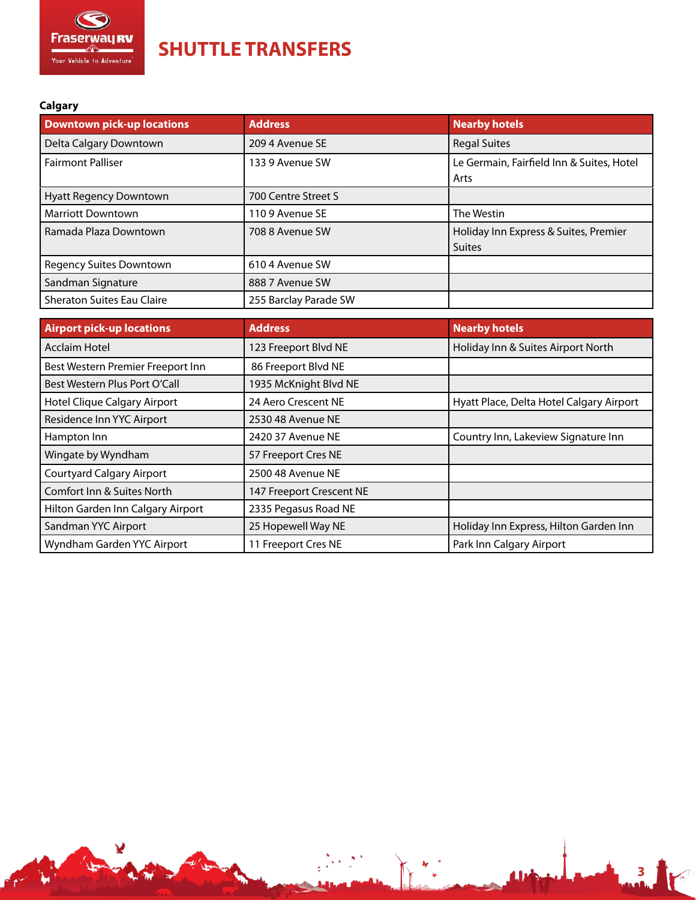# SHUTTLE TRANSFERS

### Calgary

| Downtown pick-up locations | Address | Nearby hotels |
|---|---|---|
| Delta Calgary Downtown | 209 4 Avenue SE | Regal Suites |
| Fairmont Palliser | 133 9 Avenue SW | Le Germain, Fairfield Inn & Suites, Hotel Arts |
| Hyatt Regency Downtown | 700 Centre Street S | |
| Marriott Downtown | 110 9 Avenue SE | The Westin |
| Ramada Plaza Downtown | 708 8 Avenue SW | Holiday Inn Express & Suites, Premier Suites |
| Regency Suites Downtown | 610 4 Avenue SW | |
| Sandman Signature | 888 7 Avenue SW | |
| Sheraton Suites Eau Claire | 255 Barclay Parade SW | |

| Airport pick-up locations | Address | Nearby hotels |
|---|---|---|
| Acclaim Hotel | 123 Freeport Blvd NE | Holiday Inn & Suites Airport North |
| Best Western Premier Freeport Inn | 86 Freeport Blvd NE | |
| Best Western Plus Port O'Call | 1935 McKnight Blvd NE | |
| Hotel Clique Calgary Airport | 24 Aero Crescent NE | Hyatt Place, Delta Hotel Calgary Airport |
| Residence Inn YYC Airport | 2530 48 Avenue NE | |
| Hampton Inn | 2420 37 Avenue NE | Country Inn, Lakeview Signature Inn |
| Wingate by Wyndham | 57 Freeport Cres NE | |
| Courtyard Calgary Airport | 2500 48 Avenue NE | |
| Comfort Inn & Suites North | 147 Freeport Crescent NE | |
| Hilton Garden Inn Calgary Airport | 2335 Pegasus Road NE | |
| Sandman YYC Airport | 25 Hopewell Way NE | Holiday Inn Express, Hilton Garden Inn |
| Wyndham Garden YYC Airport | 11 Freeport Cres NE | Park Inn Calgary Airport |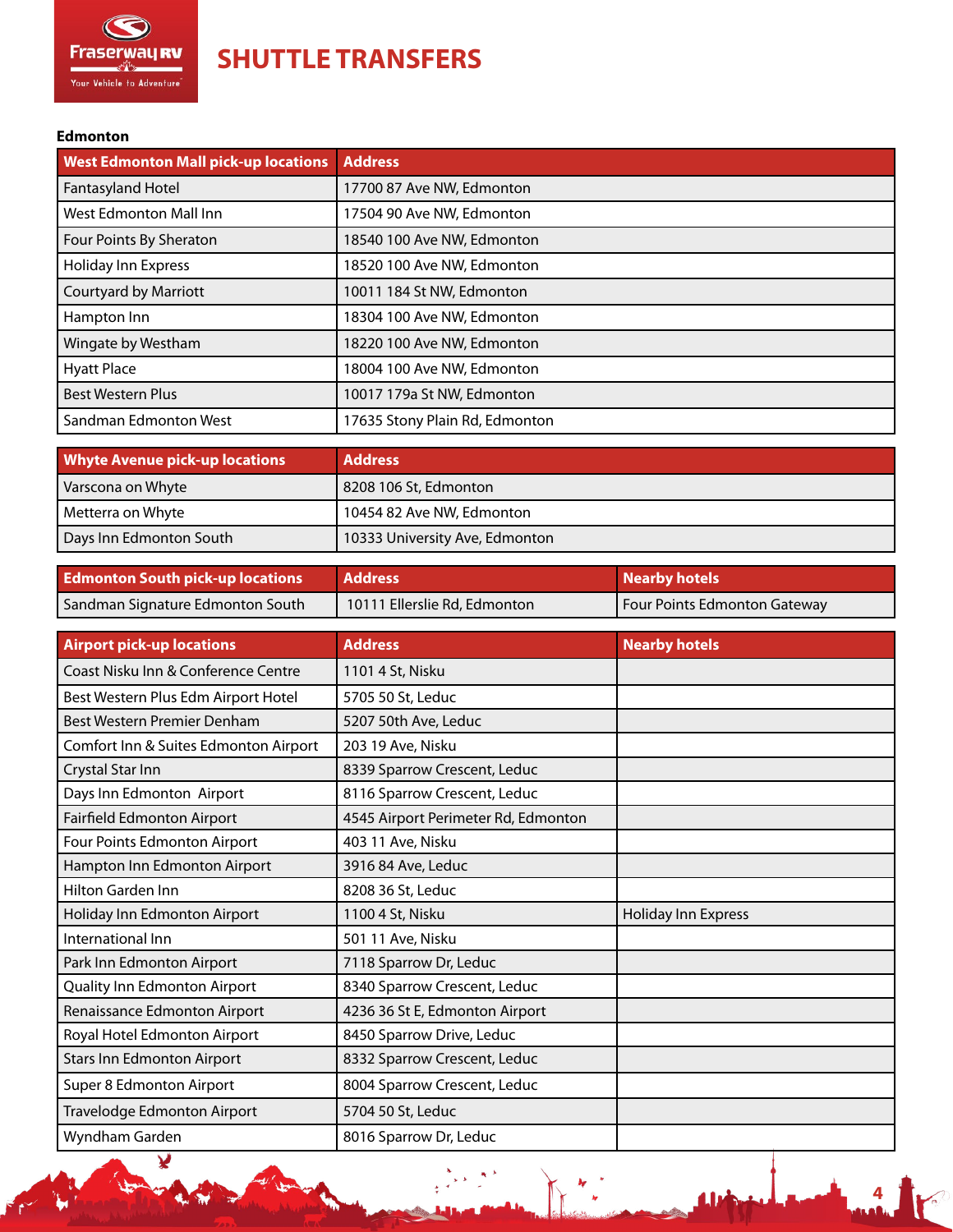# SHUTTLE TRANSFERS

**Edmonton**

| West Edmonton Mall pick-up locations | Address |
|---|---|
| Fantasyland Hotel | 17700 87 Ave NW, Edmonton |
| West Edmonton Mall Inn | 17504 90 Ave NW, Edmonton |
| Four Points By Sheraton | 18540 100 Ave NW, Edmonton |
| Holiday Inn Express | 18520 100 Ave NW, Edmonton |
| Courtyard by Marriott | 10011 184 St NW, Edmonton |
| Hampton Inn | 18304 100 Ave NW, Edmonton |
| Wingate by Westham | 18220 100 Ave NW, Edmonton |
| Hyatt Place | 18004 100 Ave NW, Edmonton |
| Best Western Plus | 10017 179a St NW, Edmonton |
| Sandman Edmonton West | 17635 Stony Plain Rd, Edmonton |

| Whyte Avenue pick-up locations | Address |
|---|---|
| Varscona on Whyte | 8208 106 St, Edmonton |
| Metterra on Whyte | 10454 82 Ave NW, Edmonton |
| Days Inn Edmonton South | 10333 University Ave, Edmonton |

| Edmonton South pick-up locations | Address | Nearby hotels |
|---|---|---|
| Sandman Signature Edmonton South | 10111 Ellerslie Rd, Edmonton | Four Points Edmonton Gateway |

| Airport pick-up locations | Address | Nearby hotels |
|---|---|---|
| Coast Nisku Inn & Conference Centre | 1101 4 St, Nisku | |
| Best Western Plus Edm Airport Hotel | 5705 50 St, Leduc | |
| Best Western Premier Denham | 5207 50th Ave, Leduc | |
| Comfort Inn & Suites Edmonton Airport | 203 19 Ave, Nisku | |
| Crystal Star Inn | 8339 Sparrow Crescent, Leduc | |
| Days Inn Edmonton Airport | 8116 Sparrow Crescent, Leduc | |
| Fairfield Edmonton Airport | 4545 Airport Perimeter Rd, Edmonton | |
| Four Points Edmonton Airport | 403 11 Ave, Nisku | |
| Hampton Inn Edmonton Airport | 3916 84 Ave, Leduc | |
| Hilton Garden Inn | 8208 36 St, Leduc | |
| Holiday Inn Edmonton Airport | 1100 4 St, Nisku | Holiday Inn Express |
| International Inn | 501 11 Ave, Nisku | |
| Park Inn Edmonton Airport | 7118 Sparrow Dr, Leduc | |
| Quality Inn Edmonton Airport | 8340 Sparrow Crescent, Leduc | |
| Renaissance Edmonton Airport | 4236 36 St E, Edmonton Airport | |
| Royal Hotel Edmonton Airport | 8450 Sparrow Drive, Leduc | |
| Stars Inn Edmonton Airport | 8332 Sparrow Crescent, Leduc | |
| Super 8 Edmonton Airport | 8004 Sparrow Crescent, Leduc | |
| Travelodge Edmonton Airport | 5704 50 St, Leduc | |
| Wyndham Garden | 8016 Sparrow Dr, Leduc | |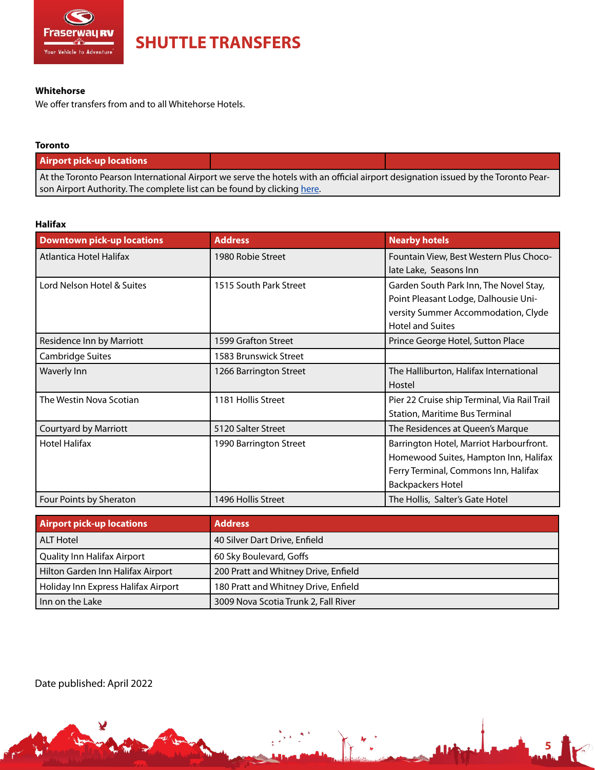# SHUTTLE TRANSFERS

**Whitehorse**

We offer transfers from and to all Whitehorse Hotels.

**Toronto**

| Airport pick-up locations | | |
|---|---|---|
| At the Toronto Pearson International Airport we serve the hotels with an official airport designation issued by the Toronto Pearson Airport Authority. The complete list can be found by clicking here. | | |

**Halifax**

| Downtown pick-up locations | Address | Nearby hotels |
|---|---|---|
| Atlantica Hotel Halifax | 1980 Robie Street | Fountain View, Best Western Plus Chocolate Lake, Seasons Inn |
| Lord Nelson Hotel & Suites | 1515 South Park Street | Garden South Park Inn, The Novel Stay, Point Pleasant Lodge, Dalhousie University Summer Accommodation, Clyde Hotel and Suites |
| Residence Inn by Marriott | 1599 Grafton Street | Prince George Hotel, Sutton Place |
| Cambridge Suites | 1583 Brunswick Street | |
| Waverly Inn | 1266 Barrington Street | The Halliburton, Halifax International Hostel |
| The Westin Nova Scotian | 1181 Hollis Street | Pier 22 Cruise ship Terminal, Via Rail Trail Station, Maritime Bus Terminal |
| Courtyard by Marriott | 5120 Salter Street | The Residences at Queen's Marque |
| Hotel Halifax | 1990 Barrington Street | Barrington Hotel, Marriot Harbourfront. Homewood Suites, Hampton Inn, Halifax Ferry Terminal, Commons Inn, Halifax Backpackers Hotel |
| Four Points by Sheraton | 1496 Hollis Street | The Hollis, Salter's Gate Hotel |

| Airport pick-up locations | Address |
|---|---|
| ALT Hotel | 40 Silver Dart Drive, Enfield |
| Quality Inn Halifax Airport | 60 Sky Boulevard, Goffs |
| Hilton Garden Inn Halifax Airport | 200 Pratt and Whitney Drive, Enfield |
| Holiday Inn Express Halifax Airport | 180 Pratt and Whitney Drive, Enfield |
| Inn on the Lake | 3009 Nova Scotia Trunk 2, Fall River |

Date published: April 2022